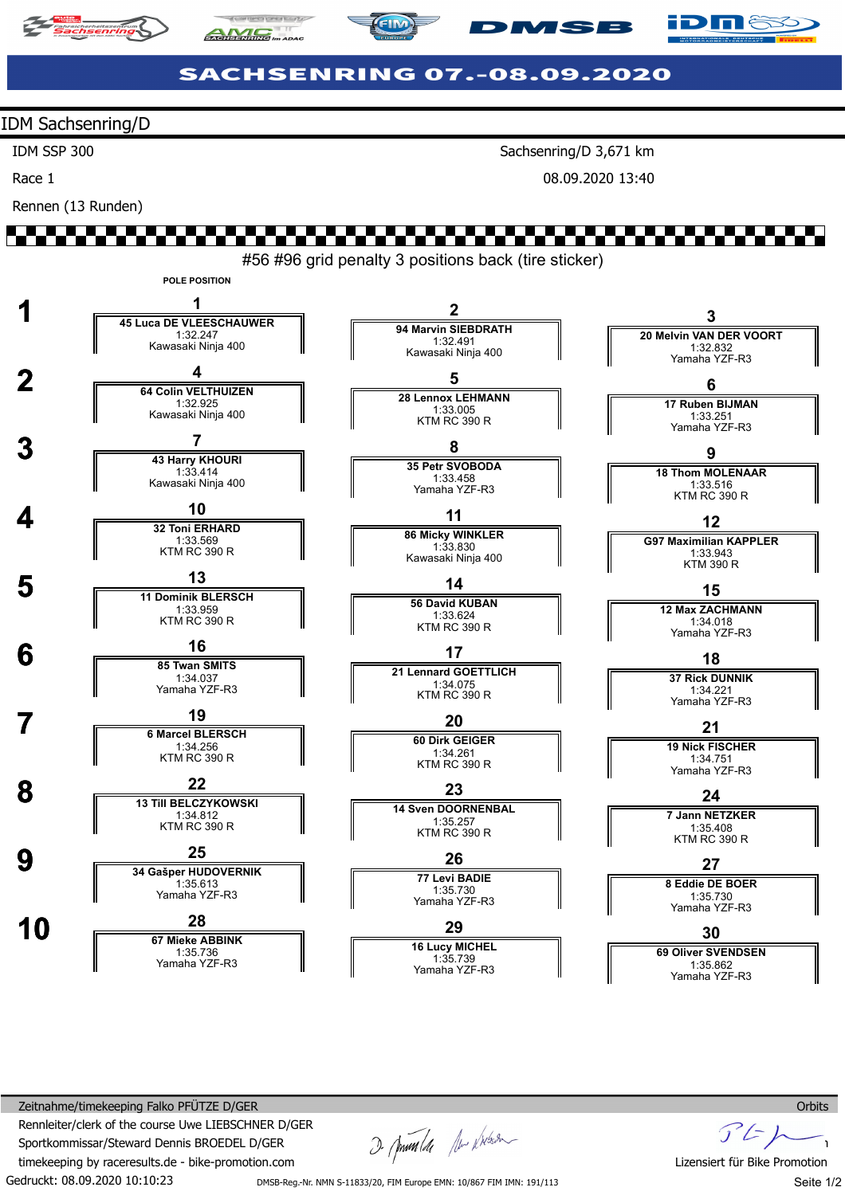# SACHSENRING 07.-08.09.2020

## IDM Sachsenring/D

IDM SSP 300 — Sachsenring/D 3,671 km

Race 1 — 08.09.2020 13:40

Rennen (13 Runden)

#56 #96 grid penalty 3 positions back (tire sticker)

POLE POSITION

| Row | Left | Center | Right |
|---|---|---|---|
| 1 | **1** 45 Luca DE VLEESCHAUWER 1:32.247 Kawasaki Ninja 400 | **2** 94 Marvin SIEBDRATH 1:32.491 Kawasaki Ninja 400 | **3** 20 Melvin VAN DER VOORT 1:32.832 Yamaha YZF-R3 |
| 2 | **4** 64 Colin VELTHUIZEN 1:32.925 Kawasaki Ninja 400 | **5** 28 Lennox LEHMANN 1:33.005 KTM RC 390 R | **6** 17 Ruben BIJMAN 1:33.251 Yamaha YZF-R3 |
| 3 | **7** 43 Harry KHOURI 1:33.414 Kawasaki Ninja 400 | **8** 35 Petr SVOBODA 1:33.458 Yamaha YZF-R3 | **9** 18 Thom MOLENAAR 1:33.516 KTM RC 390 R |
| 4 | **10** 32 Toni ERHARD 1:33.569 KTM RC 390 R | **11** 86 Micky WINKLER 1:33.830 Kawasaki Ninja 400 | **12** G97 Maximilian KAPPLER 1:33.943 KTM 390 R |
| 5 | **13** 11 Dominik BLERSCH 1:33.959 KTM RC 390 R | **14** 56 David KUBAN 1:33.624 KTM RC 390 R | **15** 12 Max ZACHMANN 1:34.018 Yamaha YZF-R3 |
| 6 | **16** 85 Twan SMITS 1:34.037 Yamaha YZF-R3 | **17** 21 Lennard GOETTLICH 1:34.075 KTM RC 390 R | **18** 37 Rick DUNNIK 1:34.221 Yamaha YZF-R3 |
| 7 | **19** 6 Marcel BLERSCH 1:34.256 KTM RC 390 R | **20** 60 Dirk GEIGER 1:34.261 KTM RC 390 R | **21** 19 Nick FISCHER 1:34.751 Yamaha YZF-R3 |
| 8 | **22** 13 Till BELCZYKOWSKI 1:34.812 KTM RC 390 R | **23** 14 Sven DOORNENBAL 1:35.257 KTM RC 390 R | **24** 7 Jann NETZKER 1:35.408 KTM RC 390 R |
| 9 | **25** 34 Gašper HUDOVERNIK 1:35.613 Yamaha YZF-R3 | **26** 77 Levi BADIE 1:35.730 Yamaha YZF-R3 | **27** 8 Eddie DE BOER 1:35.730 Yamaha YZF-R3 |
| 10 | **28** 67 Mieke ABBINK 1:35.736 Yamaha YZF-R3 | **29** 16 Lucy MICHEL 1:35.739 Yamaha YZF-R3 | **30** 69 Oliver SVENDSEN 1:35.862 Yamaha YZF-R3 |

Zeitnahme/timekeeping Falko PFÜTZE D/GER
Rennleiter/clerk of the course Uwe LIEBSCHNER D/GER
Sportkommissar/Steward Dennis BROEDEL D/GER
timekeeping by raceresults.de - bike-promotion.com

Orbits
Lizensiert für Bike Promotion

Gedruckt: 08.09.2020 10:10:23

DMSB-Reg.-Nr. NMN S-11833/20, FIM Europe EMN: 10/867 FIM IMN: 191/113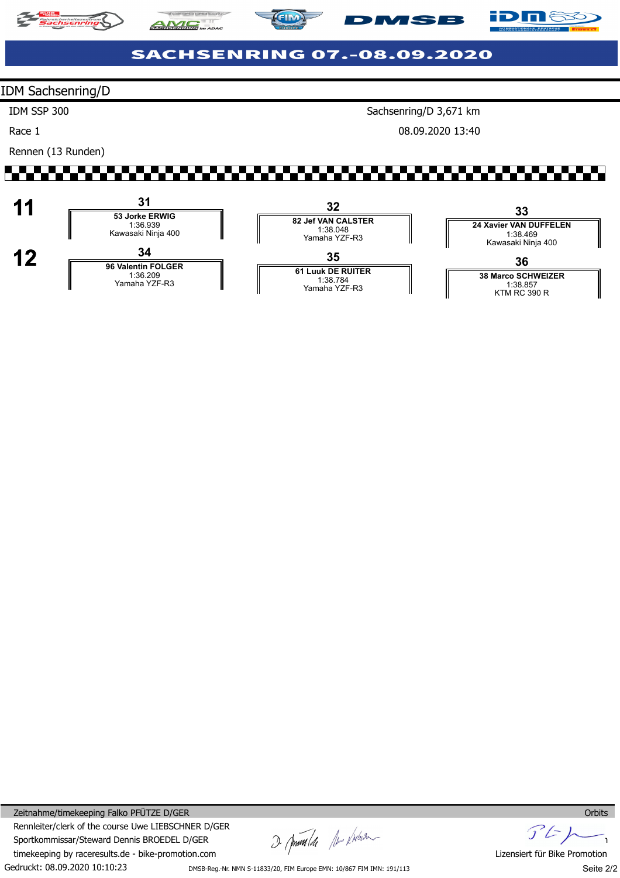# SACHSENRING 07.-08.09.2020

## IDM Sachsenring/D

IDM SSP 300 — Sachsenring/D 3,671 km

Race 1 — 08.09.2020 13:40

Rennen (13 Runden)

| | | | |
|---|---|---|---|
| **11** | **31**<br>**53 Jorke ERWIG**<br>1:36.939<br>Kawasaki Ninja 400 | **32**<br>**82 Jef VAN CALSTER**<br>1:38.048<br>Yamaha YZF-R3 | **33**<br>**24 Xavier VAN DUFFELEN**<br>1:38.469<br>Kawasaki Ninja 400 |
| **12** | **34**<br>**96 Valentin FOLGER**<br>1:36.209<br>Yamaha YZF-R3 | **35**<br>**61 Luuk DE RUITER**<br>1:38.784<br>Yamaha YZF-R3 | **36**<br>**38 Marco SCHWEIZER**<br>1:38.857<br>KTM RC 390 R |

Zeitnahme/timekeeping Falko PFÜTZE D/GER

Rennleiter/clerk of the course Uwe LIEBSCHNER D/GER

Sportkommissar/Steward Dennis BROEDEL D/GER

timekeeping by raceresults.de - bike-promotion.com

Orbits

Lizensiert für Bike Promotion

Gedruckt: 08.09.2020 10:10:23

DMSB-Reg.-Nr. NMN S-11833/20, FIM Europe EMN: 10/867 FIM IMN: 191/113